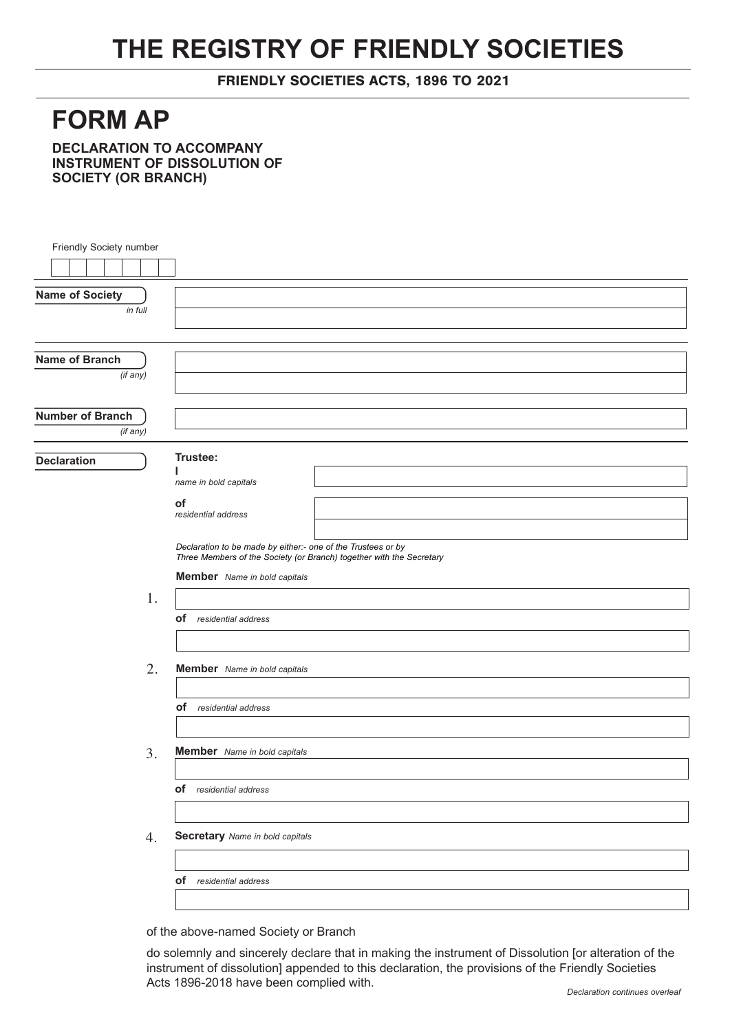# THE REGISTRY OF FRIENDLY SOCIETIES

**FRIENDLY SOCIETIES ACTS, 1896 TO 2021**

# FORM AP

**DECLARATION TO ACCOMPANY INSTRUMENT OF DISSOLUTION OF SOCIETY (OR BRANCH)**

Friendly Society number

| | | | | | | |
|---|---|---|---|---|---|---|
| | | | | | | |

**Name of Society** *in full*

**Name of Branch** *(if any)*

**Number of Branch** *(if any)*

**Declaration**

**Trustee:**

**I** *name in bold capitals*

**of** *residential address*

*Declaration to be made by either:- one of the Trustees or by Three Members of the Society (or Branch) together with the Secretary*

1. **Member** *Name in bold capitals*

   **of** *residential address*

2. **Member** *Name in bold capitals*

   **of** *residential address*

3. **Member** *Name in bold capitals*

   **of** *residential address*

4. **Secretary** *Name in bold capitals*

   **of** *residential address*

of the above-named Society or Branch

do solemnly and sincerely declare that in making the instrument of Dissolution [or alteration of the instrument of dissolution] appended to this declaration, the provisions of the Friendly Societies Acts 1896-2018 have been complied with.

*Declaration continues overleaf*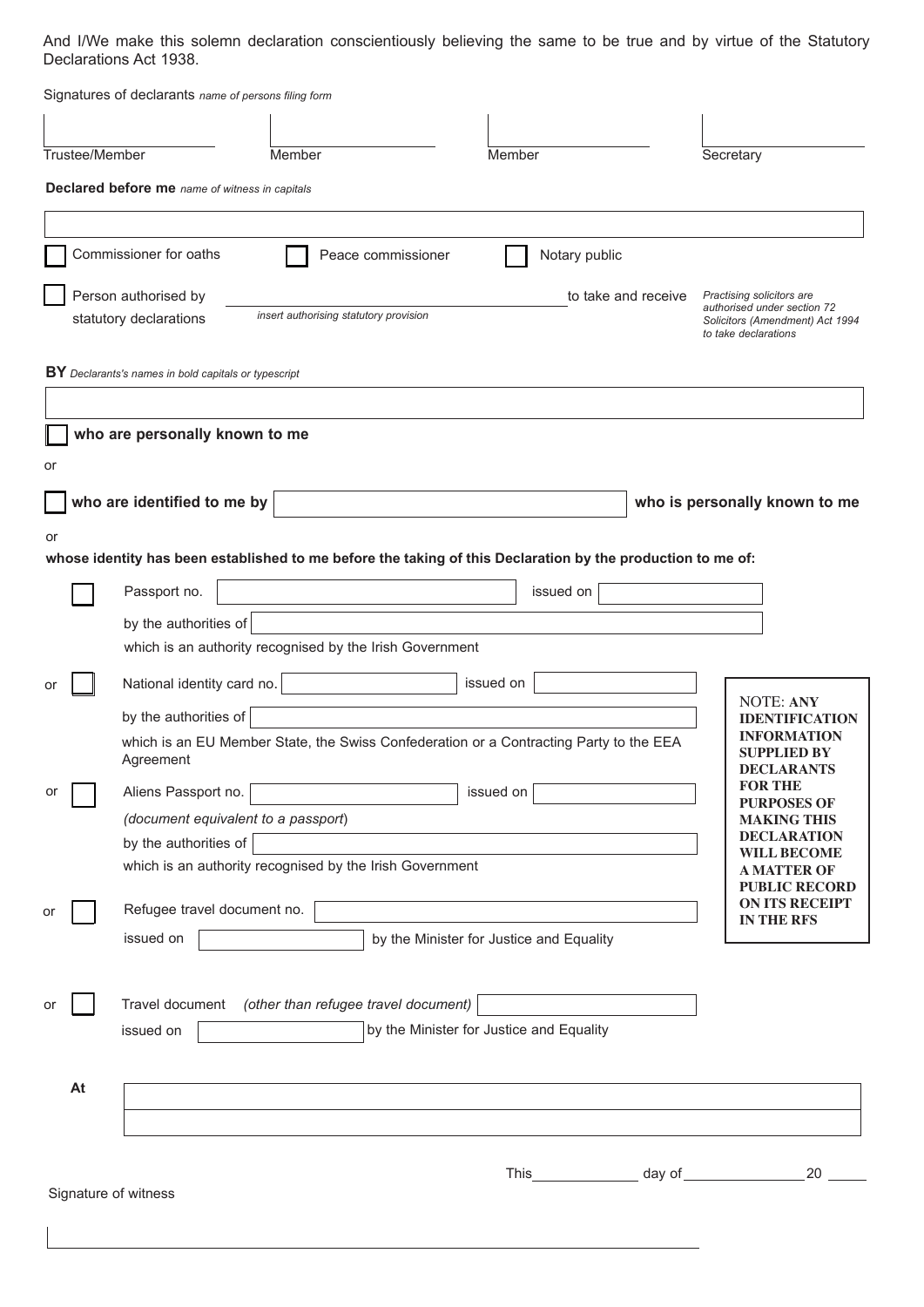And I/We make this solemn declaration conscientiously believing the same to be true and by virtue of the Statutory Declarations Act 1938.

Signatures of declarants *name of persons filing form*

| Trustee/Member | Member | Member | Secretary |
|---|---|---|---|
| | | | |

**Declared before me** *name of witness in capitals*

☐ Commissioner for oaths ☐ Peace commissioner ☐ Notary public

☐ Person authorised by statutory declarations ________________ *insert authorising statutory provision* to take and receive

*Practising solicitors are authorised under section 72 Solicitors (Amendment) Act 1994 to take declarations*

**BY** *Declarants's names in bold capitals or typescript*

☐ **who are personally known to me**

or

☐ **who are identified to me by** ________________ **who is personally known to me**

or

**whose identity has been established to me before the taking of this Declaration by the production to me of:**

☐ Passport no. ________________ issued on ________________
by the authorities of ________________
which is an authority recognised by the Irish Government

or ☐ National identity card no. ________________ issued on ________________
by the authorities of ________________
which is an EU Member State, the Swiss Confederation or a Contracting Party to the EEA Agreement

or ☐ Aliens Passport no. ________________ issued on ________________
*(document equivalent to a passport)*
by the authorities of ________________
which is an authority recognised by the Irish Government

or ☐ Refugee travel document no. ________________
issued on ________________ by the Minister for Justice and Equality

or ☐ Travel document *(other than refugee travel document)* ________________
issued on ________________ by the Minister for Justice and Equality

NOTE: **ANY IDENTIFICATION INFORMATION SUPPLIED BY DECLARANTS FOR THE PURPOSES OF MAKING THIS DECLARATION WILL BECOME A MATTER OF PUBLIC RECORD ON ITS RECEIPT IN THE RFS**

**At** ________________

This ________ day of ________ 20 ____

Signature of witness

________________